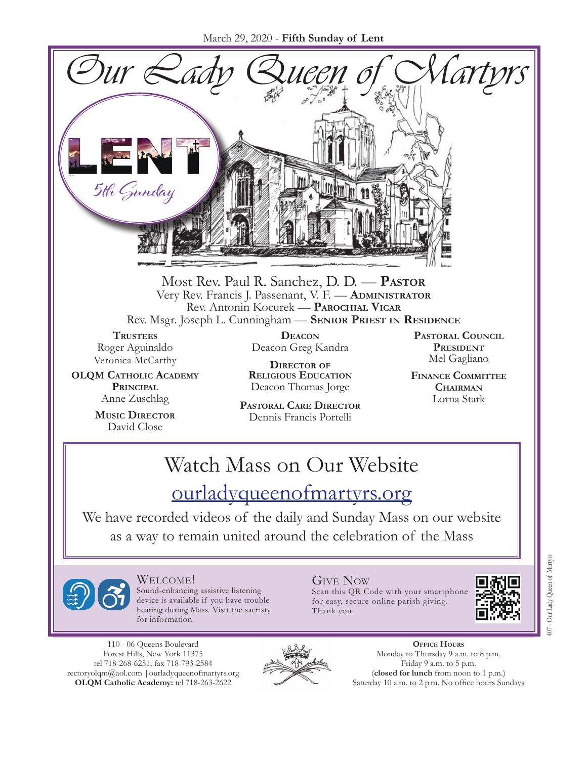March 29, 2020 - **Fifth Sunday of Lent**

# Our Lady Queen of Martyrs

LENT

5th Sunday

Most Rev. Paul R. Sanchez, D. D. — **Pastor**
Very Rev. Francis J. Passenant, V. F. — **Administrator**
Rev. Antonin Kocurek — **Parochial Vicar**
Rev. Msgr. Joseph L. Cunningham — **Senior Priest in Residence**

**Trustees**
Roger Aguinaldo
Veronica McCarthy

**OLQM Catholic Academy Principal**
Anne Zuschlag

**Music Director**
David Close

**Deacon**
Deacon Greg Kandra

**Director of Religious Education**
Deacon Thomas Jorge

**Pastoral Care Director**
Dennis Francis Portelli

**Pastoral Council President**
Mel Gagliano

**Finance Committee Chairman**
Lorna Stark

## Watch Mass on Our Website

ourladyqueenofmartyrs.org

We have recorded videos of the daily and Sunday Mass on our website as a way to remain united around the celebration of the Mass

### Welcome!

Sound-enhancing assistive listening device is available if you have trouble hearing during Mass. Visit the sacristy for information.

### Give Now

Scan this QR Code with your smartphone for easy, secure online parish giving. Thank you.

110 - 06 Queens Boulevard
Forest Hills, New York 11375
tel 718-268-6251; fax 718-793-2584
rectoryolqm@aol.com | ourladyqueenofmartyrs.org
**OLQM Catholic Academy:** tel 718-263-2622

**Office Hours**
Monday to Thursday 9 a.m. to 8 p.m.
Friday 9 a.m. to 5 p.m.
(**closed for lunch** from noon to 1 p.m.)
Saturday 10 a.m. to 2 p.m. No office hours Sundays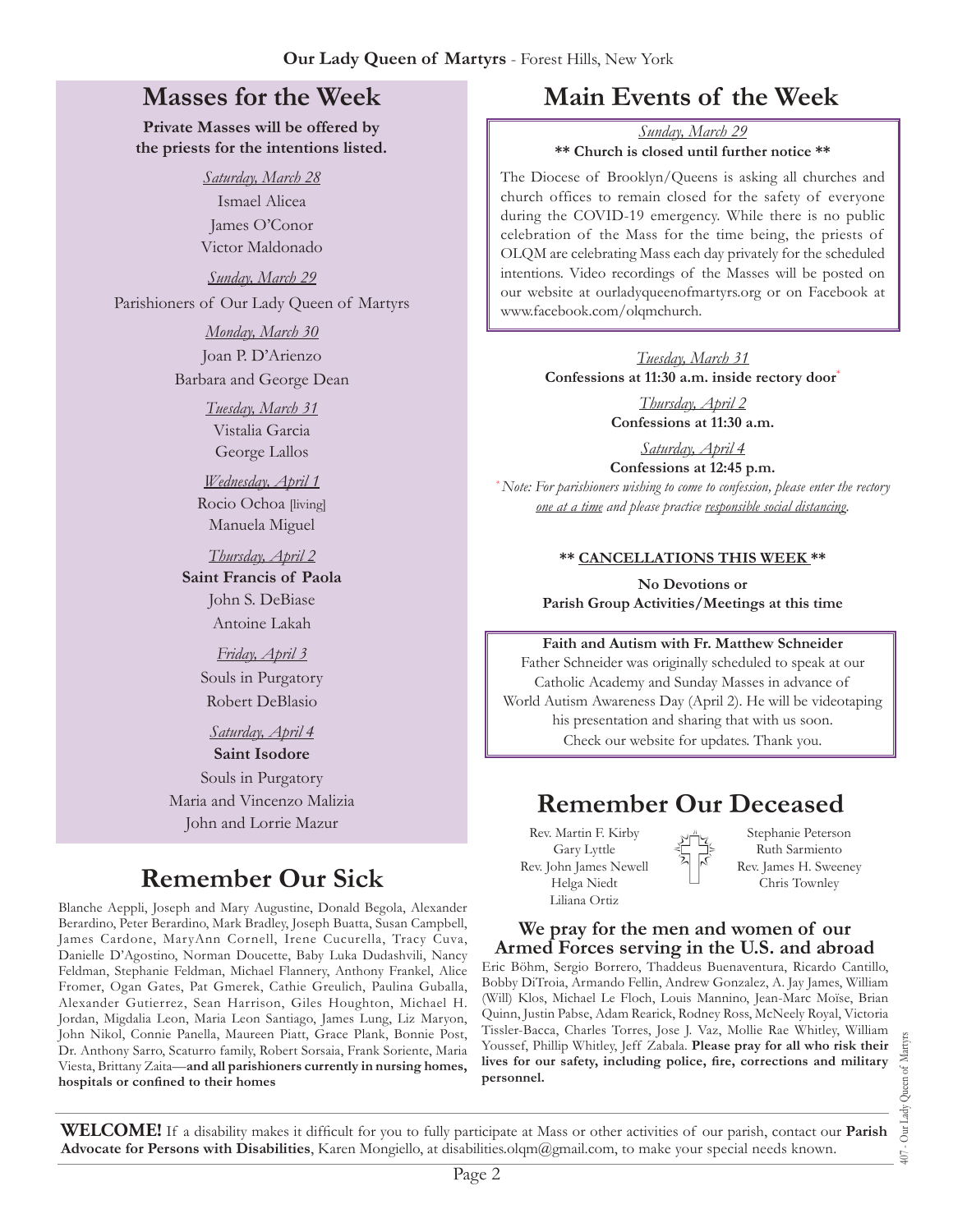## Masses for the Week

**Private Masses will be offered by the priests for the intentions listed.**

*Saturday, March 28*
Ismael Alicea
James O'Conor
Victor Maldonado

*Sunday, March 29*
Parishioners of Our Lady Queen of Martyrs

*Monday, March 30*
Joan P. D'Arienzo
Barbara and George Dean

*Tuesday, March 31*
Vistalia Garcia
George Lallos

*Wednesday, April 1*
Rocio Ochoa [living]
Manuela Miguel

*Thursday, April 2*
**Saint Francis of Paola**
John S. DeBiase
Antoine Lakah

*Friday, April 3*
Souls in Purgatory
Robert DeBlasio

*Saturday, April 4*
**Saint Isodore**
Souls in Purgatory
Maria and Vincenzo Malizia
John and Lorrie Mazur

## Remember Our Sick

Blanche Aeppli, Joseph and Mary Augustine, Donald Begola, Alexander Berardino, Peter Berardino, Mark Bradley, Joseph Buatta, Susan Campbell, James Cardone, MaryAnn Cornell, Irene Cucurella, Tracy Cuva, Danielle D'Agostino, Norman Doucette, Baby Luka Dudashvili, Nancy Feldman, Stephanie Feldman, Michael Flannery, Anthony Frankel, Alice Fromer, Ogan Gates, Pat Gmerek, Cathie Greulich, Paulina Guballa, Alexander Gutierrez, Sean Harrison, Giles Houghton, Michael H. Jordan, Migdalia Leon, Maria Leon Santiago, James Lung, Liz Maryon, John Nikol, Connie Panella, Maureen Piatt, Grace Plank, Bonnie Post, Dr. Anthony Sarro, Scaturro family, Robert Sorsaia, Frank Soriente, Maria Viesta, Brittany Zaita—**and all parishioners currently in nursing homes, hospitals or confined to their homes**

## Main Events of the Week

*Sunday, March 29*
**** Church is closed until further notice ****

The Diocese of Brooklyn/Queens is asking all churches and church offices to remain closed for the safety of everyone during the COVID-19 emergency. While there is no public celebration of the Mass for the time being, the priests of OLQM are celebrating Mass each day privately for the scheduled intentions. Video recordings of the Masses will be posted on our website at ourladyqueenofmartyrs.org or on Facebook at www.facebook.com/olqmchurch.

*Tuesday, March 31*
**Confessions at 11:30 a.m. inside rectory door***

*Thursday, April 2*
**Confessions at 11:30 a.m.**

*Saturday, April 4*
**Confessions at 12:45 p.m.**

*\* Note: For parishioners wishing to come to confession, please enter the rectory one at a time and please practice responsible social distancing.*

**** CANCELLATIONS THIS WEEK ****

**No Devotions or Parish Group Activities/Meetings at this time**

**Faith and Autism with Fr. Matthew Schneider**
Father Schneider was originally scheduled to speak at our Catholic Academy and Sunday Masses in advance of World Autism Awareness Day (April 2). He will be videotaping his presentation and sharing that with us soon. Check our website for updates. Thank you.

## Remember Our Deceased

Rev. Martin F. Kirby
Gary Lyttle
Rev. John James Newell
Helga Niedt
Liliana Ortiz
Stephanie Peterson
Ruth Sarmiento
Rev. James H. Sweeney
Chris Townley

### We pray for the men and women of our Armed Forces serving in the U.S. and abroad

Eric Böhm, Sergio Borrero, Thaddeus Buenaventura, Ricardo Cantillo, Bobby DiTroia, Armando Fellin, Andrew Gonzalez, A. Jay James, William (Will) Klos, Michael Le Floch, Louis Mannino, Jean-Marc Moïse, Brian Quinn, Justin Pabse, Adam Rearick, Rodney Ross, McNeely Royal, Victoria Tissler-Bacca, Charles Torres, Jose J. Vaz, Mollie Rae Whitley, William Youssef, Phillip Whitley, Jeff Zabala. **Please pray for all who risk their lives for our safety, including police, fire, corrections and military personnel.**

**WELCOME!** If a disability makes it difficult for you to fully participate at Mass or other activities of our parish, contact our **Parish Advocate for Persons with Disabilities**, Karen Mongiello, at disabilities.olqm@gmail.com, to make your special needs known.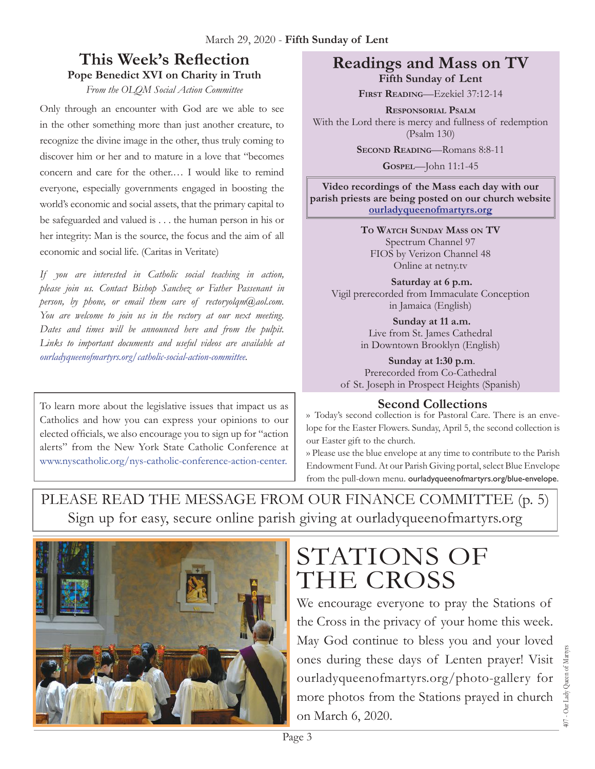# This Week's Reflection

## Pope Benedict XVI on Charity in Truth

*From the OLQM Social Action Committee*

Only through an encounter with God are we able to see in the other something more than just another creature, to recognize the divine image in the other, thus truly coming to discover him or her and to mature in a love that "becomes concern and care for the other.… I would like to remind everyone, especially governments engaged in boosting the world's economic and social assets, that the primary capital to be safeguarded and valued is . . . the human person in his or her integrity: Man is the source, the focus and the aim of all economic and social life. (Caritas in Veritate)

*If you are interested in Catholic social teaching in action, please join us. Contact Bishop Sanchez or Father Passenant in person, by phone, or email them care of rectoryolqm@aol.com. You are welcome to join us in the rectory at our next meeting. Dates and times will be announced here and from the pulpit. Links to important documents and useful videos are available at ourladyqueenofmartyrs.org/catholic-social-action-committee.*

To learn more about the legislative issues that impact us as Catholics and how you can express your opinions to our elected officials, we also encourage you to sign up for "action alerts" from the New York State Catholic Conference at www.nyscatholic.org/nys-catholic-conference-action-center.

# Readings and Mass on TV

## Fifth Sunday of Lent

**First Reading**—Ezekiel 37:12-14

**Responsorial Psalm**
With the Lord there is mercy and fullness of redemption (Psalm 130)

**Second Reading**—Romans 8:8-11

**Gospel**—John 11:1-45

**Video recordings of the Mass each day with our parish priests are being posted on our church website [ourladyqueenofmartyrs.org](ourladyqueenofmartyrs.org)**

**To Watch Sunday Mass on TV**
Spectrum Channel 97
FIOS by Verizon Channel 48
Online at netny.tv

**Saturday at 6 p.m.**
Vigil prerecorded from Immaculate Conception in Jamaica (English)

**Sunday at 11 a.m.**
Live from St. James Cathedral in Downtown Brooklyn (English)

**Sunday at 1:30 p.m.**
Prerecorded from Co-Cathedral of St. Joseph in Prospect Heights (Spanish)

## Second Collections

» Today's second collection is for Pastoral Care. There is an envelope for the Easter Flowers. Sunday, April 5, the second collection is our Easter gift to the church.

» Please use the blue envelope at any time to contribute to the Parish Endowment Fund. At our Parish Giving portal, select Blue Envelope from the pull-down menu. ourladyqueenofmartyrs.org/blue-envelope.

PLEASE READ THE MESSAGE FROM OUR FINANCE COMMITTEE (p. 5)
Sign up for easy, secure online parish giving at ourladyqueenofmartyrs.org

# STATIONS OF THE CROSS

We encourage everyone to pray the Stations of the Cross in the privacy of your home this week. May God continue to bless you and your loved ones during these days of Lenten prayer! Visit ourladyqueenofmartyrs.org/photo-gallery for more photos from the Stations prayed in church on March 6, 2020.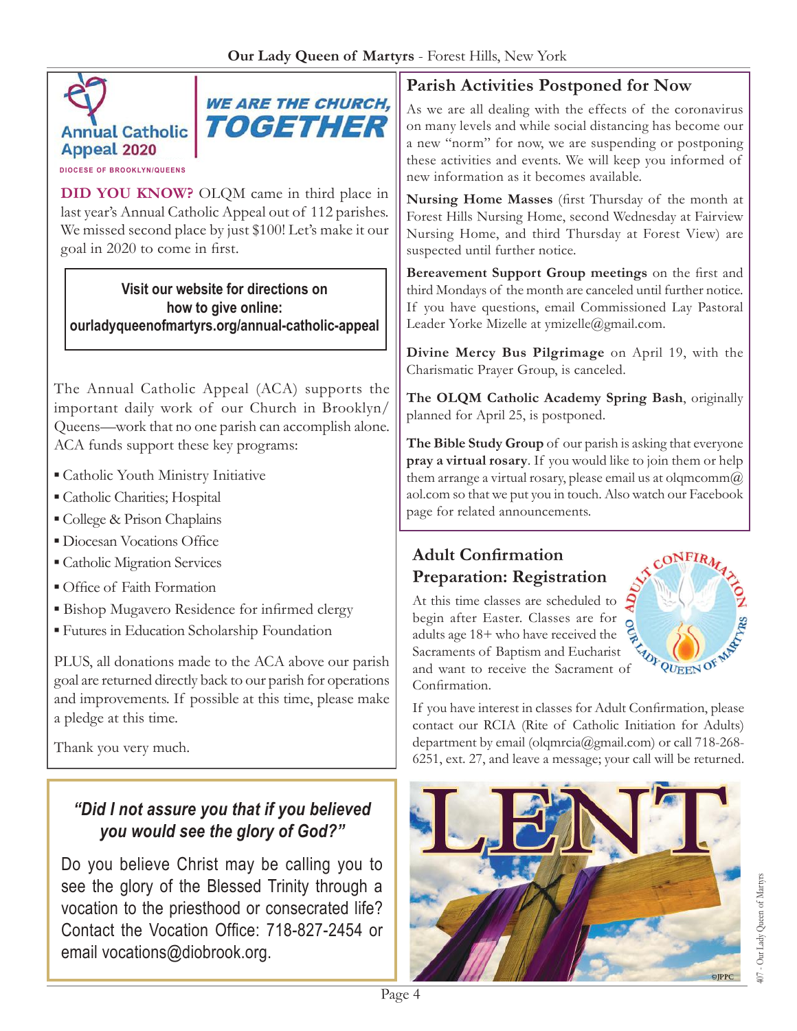Annual Catholic Appeal 2020

DIOCESE OF BROOKLYN/QUEENS

**WE ARE THE CHURCH, TOGETHER**

**DID YOU KNOW?** OLQM came in third place in last year's Annual Catholic Appeal out of 112 parishes. We missed second place by just $100! Let's make it our goal in 2020 to come in first.

**Visit our website for directions on how to give online: ourladyqueenofmartyrs.org/annual-catholic-appeal**

The Annual Catholic Appeal (ACA) supports the important daily work of our Church in Brooklyn/ Queens—work that no one parish can accomplish alone. ACA funds support these key programs:

- Catholic Youth Ministry Initiative
- Catholic Charities; Hospital
- College & Prison Chaplains
- Diocesan Vocations Office
- Catholic Migration Services
- Office of Faith Formation
- Bishop Mugavero Residence for infirmed clergy
- Futures in Education Scholarship Foundation

PLUS, all donations made to the ACA above our parish goal are returned directly back to our parish for operations and improvements. If possible at this time, please make a pledge at this time.

Thank you very much.

***"Did I not assure you that if you believed you would see the glory of God?"***

Do you believe Christ may be calling you to see the glory of the Blessed Trinity through a vocation to the priesthood or consecrated life? Contact the Vocation Office: 718-827-2454 or email vocations@diobrook.org.

## Parish Activities Postponed for Now

As we are all dealing with the effects of the coronavirus on many levels and while social distancing has become our a new "norm" for now, we are suspending or postponing these activities and events. We will keep you informed of new information as it becomes available.

**Nursing Home Masses** (first Thursday of the month at Forest Hills Nursing Home, second Wednesday at Fairview Nursing Home, and third Thursday at Forest View) are suspected until further notice.

**Bereavement Support Group meetings** on the first and third Mondays of the month are canceled until further notice. If you have questions, email Commissioned Lay Pastoral Leader Yorke Mizelle at ymizelle@gmail.com.

**Divine Mercy Bus Pilgrimage** on April 19, with the Charismatic Prayer Group, is canceled.

**The OLQM Catholic Academy Spring Bash**, originally planned for April 25, is postponed.

**The Bible Study Group** of our parish is asking that everyone **pray a virtual rosary**. If you would like to join them or help them arrange a virtual rosary, please email us at olqmcomm@aol.com so that we put you in touch. Also watch our Facebook page for related announcements.

## Adult Confirmation Preparation: Registration

At this time classes are scheduled to begin after Easter. Classes are for adults age 18+ who have received the Sacraments of Baptism and Eucharist and want to receive the Sacrament of Confirmation.

If you have interest in classes for Adult Confirmation, please contact our RCIA (Rite of Catholic Initiation for Adults) department by email (olqmrcia@gmail.com) or call 718-268-6251, ext. 27, and leave a message; your call will be returned.

LENT

©JPPC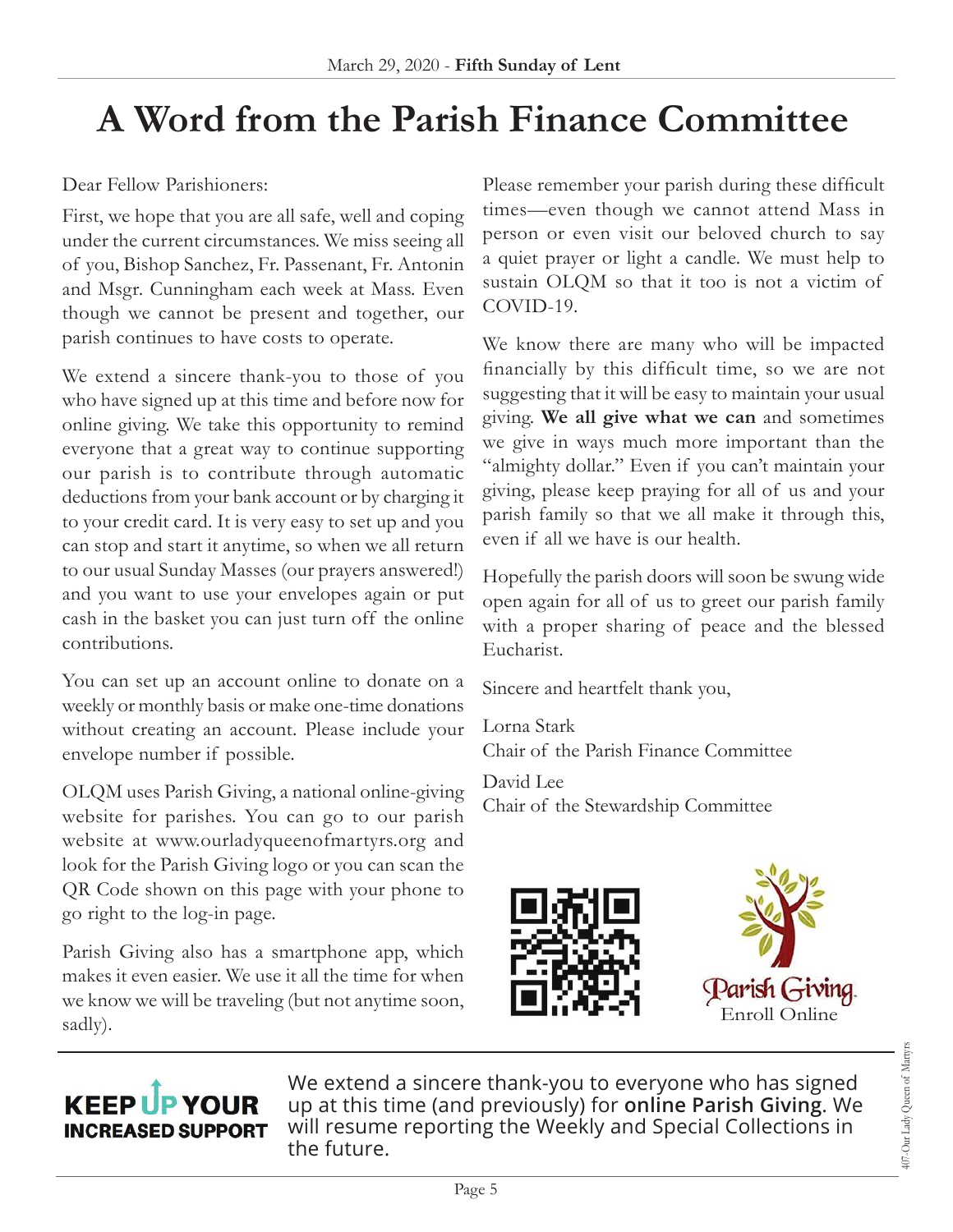# A Word from the Parish Finance Committee

Dear Fellow Parishioners:

First, we hope that you are all safe, well and coping under the current circumstances. We miss seeing all of you, Bishop Sanchez, Fr. Passenant, Fr. Antonin and Msgr. Cunningham each week at Mass. Even though we cannot be present and together, our parish continues to have costs to operate.

We extend a sincere thank-you to those of you who have signed up at this time and before now for online giving. We take this opportunity to remind everyone that a great way to continue supporting our parish is to contribute through automatic deductions from your bank account or by charging it to your credit card. It is very easy to set up and you can stop and start it anytime, so when we all return to our usual Sunday Masses (our prayers answered!) and you want to use your envelopes again or put cash in the basket you can just turn off the online contributions.

You can set up an account online to donate on a weekly or monthly basis or make one-time donations without creating an account. Please include your envelope number if possible.

OLQM uses Parish Giving, a national online-giving website for parishes. You can go to our parish website at www.ourladyqueenofmartyrs.org and look for the Parish Giving logo or you can scan the QR Code shown on this page with your phone to go right to the log-in page.

Parish Giving also has a smartphone app, which makes it even easier. We use it all the time for when we know we will be traveling (but not anytime soon, sadly).

Please remember your parish during these difficult times—even though we cannot attend Mass in person or even visit our beloved church to say a quiet prayer or light a candle. We must help to sustain OLQM so that it too is not a victim of COVID-19.

We know there are many who will be impacted financially by this difficult time, so we are not suggesting that it will be easy to maintain your usual giving. **We all give what we can** and sometimes we give in ways much more important than the "almighty dollar." Even if you can't maintain your giving, please keep praying for all of us and your parish family so that we all make it through this, even if all we have is our health.

Hopefully the parish doors will soon be swung wide open again for all of us to greet our parish family with a proper sharing of peace and the blessed Eucharist.

Sincere and heartfelt thank you,

Lorna Stark
Chair of the Parish Finance Committee

David Lee
Chair of the Stewardship Committee

Parish Giving
Enroll Online

**KEEP UP YOUR INCREASED SUPPORT**

We extend a sincere thank-you to everyone who has signed up at this time (and previously) for **online Parish Giving**. We will resume reporting the Weekly and Special Collections in the future.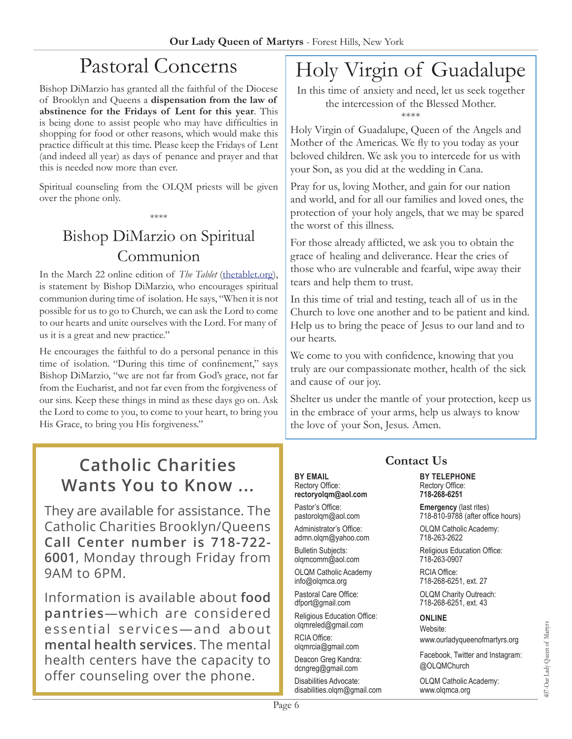# Pastoral Concerns

Bishop DiMarzio has granted all the faithful of the Diocese of Brooklyn and Queens a **dispensation from the law of abstinence for the Fridays of Lent for this year**. This is being done to assist people who may have difficulties in shopping for food or other reasons, which would make this practice difficult at this time. Please keep the Fridays of Lent (and indeed all year) as days of penance and prayer and that this is needed now more than ever.

Spiritual counseling from the OLQM priests will be given over the phone only.

\*\*\*\*

## Bishop DiMarzio on Spiritual Communion

In the March 22 online edition of *The Tablet* (thetablet.org), is statement by Bishop DiMarzio, who encourages spiritual communion during time of isolation. He says, "When it is not possible for us to go to Church, we can ask the Lord to come to our hearts and unite ourselves with the Lord. For many of us it is a great and new practice."

He encourages the faithful to do a personal penance in this time of isolation. "During this time of confinement," says Bishop DiMarzio, "we are not far from God's grace, not far from the Eucharist, and not far even from the forgiveness of our sins. Keep these things in mind as these days go on. Ask the Lord to come to you, to come to your heart, to bring you His Grace, to bring you His forgiveness."

# Holy Virgin of Guadalupe

In this time of anxiety and need, let us seek together the intercession of the Blessed Mother.

\*\*\*\*

Holy Virgin of Guadalupe, Queen of the Angels and Mother of the Americas. We fly to you today as your beloved children. We ask you to intercede for us with your Son, as you did at the wedding in Cana.

Pray for us, loving Mother, and gain for our nation and world, and for all our families and loved ones, the protection of your holy angels, that we may be spared the worst of this illness.

For those already afflicted, we ask you to obtain the grace of healing and deliverance. Hear the cries of those who are vulnerable and fearful, wipe away their tears and help them to trust.

In this time of trial and testing, teach all of us in the Church to love one another and to be patient and kind. Help us to bring the peace of Jesus to our land and to our hearts.

We come to you with confidence, knowing that you truly are our compassionate mother, health of the sick and cause of our joy.

Shelter us under the mantle of your protection, keep us in the embrace of your arms, help us always to know the love of your Son, Jesus. Amen.

## Catholic Charities Wants You to Know ...

They are available for assistance. The Catholic Charities Brooklyn/Queens **Call Center number is 718-722-6001**, Monday through Friday from 9AM to 6PM.

Information is available about **food pantries**—which are considered essential services—and about **mental health services**. The mental health centers have the capacity to offer counseling over the phone.

## Contact Us

**BY EMAIL**

Rectory Office:
**rectoryolqm@aol.com**

Pastor's Office:
pastorolqm@aol.com

Administrator's Office:
admn.olqm@yahoo.com

Bulletin Subjects:
olqmcomm@aol.com

OLQM Catholic Academy
info@olqmca.org

Pastoral Care Office:
dfport@gmail.com

Religious Education Office:
olqmreled@gmail.com

RCIA Office:
olqmrcia@gmail.com

Deacon Greg Kandra:
dcngreg@gmail.com

Disabilities Advocate:
disabilities.olqm@gmail.com

**BY TELEPHONE**

Rectory Office:
**718-268-6251**

**Emergency** (last rites)
718-810-9788 (after office hours)

OLQM Catholic Academy:
718-263-2622

Religious Education Office:
718-263-0907

RCIA Office:
718-268-6251, ext. 27

OLQM Charity Outreach:
718-268-6251, ext. 43

**ONLINE**

Website:
www.ourladyqueenofmartyrs.org

Facebook, Twitter and Instagram:
@OLQMChurch

OLQM Catholic Academy:
www.olqmca.org